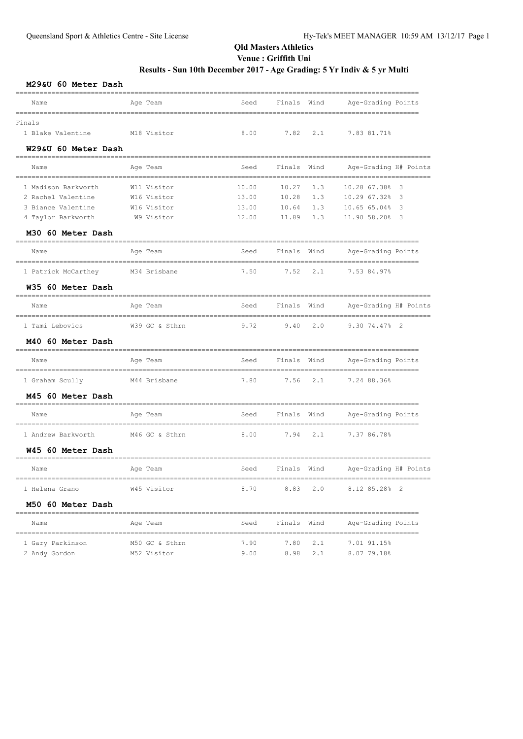# Qld Masters Athletics

## Venue : Griffith Uni

## Results - Sun 10th December 2017 - Age Grading: 5 Yr Indiv & 5 yr Multi

### M29&U 60 Meter Dash

| Name | Age | Team | Seed | Finals | Wind | Age-Grading | Points |
|---|---|---|---|---|---|---|---|
| Finals | | | | | | | |
| 1 Blake Valentine | M18 | Visitor | 8.00 | 7.82 | 2.1 | 7.83 81.71% | |

### W29&U 60 Meter Dash

| Name | Age | Team | Seed | Finals | Wind | Age-Grading | H# | Points |
|---|---|---|---|---|---|---|---|---|
| 1 Madison Barkworth | W11 | Visitor | 10.00 | 10.27 | 1.3 | 10.28 67.38% | 3 | |
| 2 Rachel Valentine | W16 | Visitor | 13.00 | 10.28 | 1.3 | 10.29 67.32% | 3 | |
| 3 Biance Valentine | W16 | Visitor | 13.00 | 10.64 | 1.3 | 10.65 65.04% | 3 | |
| 4 Taylor Barkworth | W9 | Visitor | 12.00 | 11.89 | 1.3 | 11.90 58.20% | 3 | |

### M30 60 Meter Dash

| Name | Age | Team | Seed | Finals | Wind | Age-Grading | Points |
|---|---|---|---|---|---|---|---|
| 1 Patrick McCarthey | M34 | Brisbane | 7.50 | 7.52 | 2.1 | 7.53 84.97% | |

### W35 60 Meter Dash

| Name | Age | Team | Seed | Finals | Wind | Age-Grading | H# | Points |
|---|---|---|---|---|---|---|---|---|
| 1 Tami Lebovics | W39 | GC & Sthrn | 9.72 | 9.40 | 2.0 | 9.30 74.47% | 2 | |

### M40 60 Meter Dash

| Name | Age | Team | Seed | Finals | Wind | Age-Grading | Points |
|---|---|---|---|---|---|---|---|
| 1 Graham Scully | M44 | Brisbane | 7.80 | 7.56 | 2.1 | 7.24 88.36% | |

### M45 60 Meter Dash

| Name | Age | Team | Seed | Finals | Wind | Age-Grading | Points |
|---|---|---|---|---|---|---|---|
| 1 Andrew Barkworth | M46 | GC & Sthrn | 8.00 | 7.94 | 2.1 | 7.37 86.78% | |

### W45 60 Meter Dash

| Name | Age | Team | Seed | Finals | Wind | Age-Grading | H# | Points |
|---|---|---|---|---|---|---|---|---|
| 1 Helena Grano | W45 | Visitor | 8.70 | 8.83 | 2.0 | 8.12 85.28% | 2 | |

### M50 60 Meter Dash

| Name | Age | Team | Seed | Finals | Wind | Age-Grading | Points |
|---|---|---|---|---|---|---|---|
| 1 Gary Parkinson | M50 | GC & Sthrn | 7.90 | 7.80 | 2.1 | 7.01 91.15% | |
| 2 Andy Gordon | M52 | Visitor | 9.00 | 8.98 | 2.1 | 8.07 79.18% | |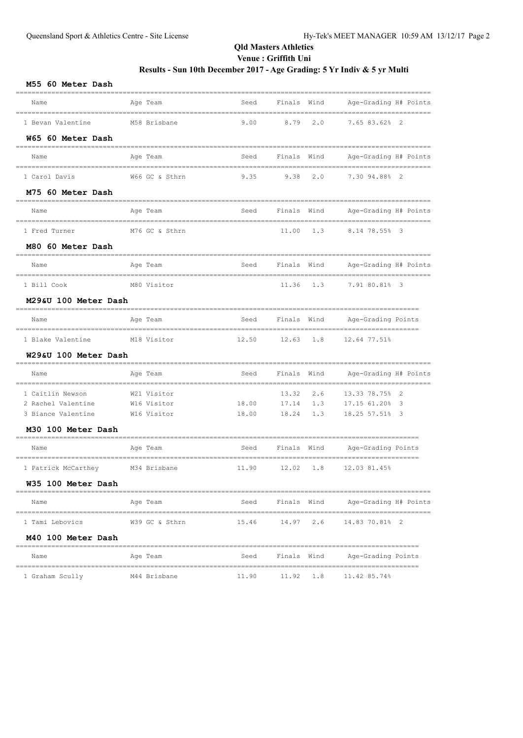# Qld Masters Athletics

## Venue : Griffith Uni

## Results - Sun 10th December 2017 - Age Grading: 5 Yr Indiv & 5 yr Multi

### M55 60 Meter Dash

| Name | Age | Team | Seed | Finals | Wind | Age-Grading | | H# | Points |
|---|---|---|---|---|---|---|---|---|---|
| 1 Bevan Valentine | M58 | Brisbane | 9.00 | 8.79 | 2.0 | 7.65 | 83.62% | 2 | |

### W65 60 Meter Dash

| Name | Age | Team | Seed | Finals | Wind | Age-Grading | | H# | Points |
|---|---|---|---|---|---|---|---|---|---|
| 1 Carol Davis | W66 | GC & Sthrn | 9.35 | 9.38 | 2.0 | 7.30 | 94.88% | 2 | |

### M75 60 Meter Dash

| Name | Age | Team | Seed | Finals | Wind | Age-Grading | | H# | Points |
|---|---|---|---|---|---|---|---|---|---|
| 1 Fred Turner | M76 | GC & Sthrn | | 11.00 | 1.3 | 8.14 | 78.55% | 3 | |

### M80 60 Meter Dash

| Name | Age | Team | Seed | Finals | Wind | Age-Grading | | H# | Points |
|---|---|---|---|---|---|---|---|---|---|
| 1 Bill Cook | M80 | Visitor | | 11.36 | 1.3 | 7.91 | 80.81% | 3 | |

### M29&U 100 Meter Dash

| Name | Age | Team | Seed | Finals | Wind | Age-Grading | | Points |
|---|---|---|---|---|---|---|---|---|
| 1 Blake Valentine | M18 | Visitor | 12.50 | 12.63 | 1.8 | 12.64 | 77.51% | |

### W29&U 100 Meter Dash

| Name | Age | Team | Seed | Finals | Wind | Age-Grading | | H# | Points |
|---|---|---|---|---|---|---|---|---|---|
| 1 Caitlin Newson | W21 | Visitor | | 13.32 | 2.6 | 13.33 | 78.75% | 2 | |
| 2 Rachel Valentine | W16 | Visitor | 18.00 | 17.14 | 1.3 | 17.15 | 61.20% | 3 | |
| 3 Biance Valentine | W16 | Visitor | 18.00 | 18.24 | 1.3 | 18.25 | 57.51% | 3 | |

### M30 100 Meter Dash

| Name | Age | Team | Seed | Finals | Wind | Age-Grading | | Points |
|---|---|---|---|---|---|---|---|---|
| 1 Patrick McCarthey | M34 | Brisbane | 11.90 | 12.02 | 1.8 | 12.03 | 81.45% | |

### W35 100 Meter Dash

| Name | Age | Team | Seed | Finals | Wind | Age-Grading | | H# | Points |
|---|---|---|---|---|---|---|---|---|---|
| 1 Tami Lebovics | W39 | GC & Sthrn | 15.46 | 14.97 | 2.6 | 14.83 | 70.81% | 2 | |

### M40 100 Meter Dash

| Name | Age | Team | Seed | Finals | Wind | Age-Grading | | Points |
|---|---|---|---|---|---|---|---|---|
| 1 Graham Scully | M44 | Brisbane | 11.90 | 11.92 | 1.8 | 11.42 | 85.74% | |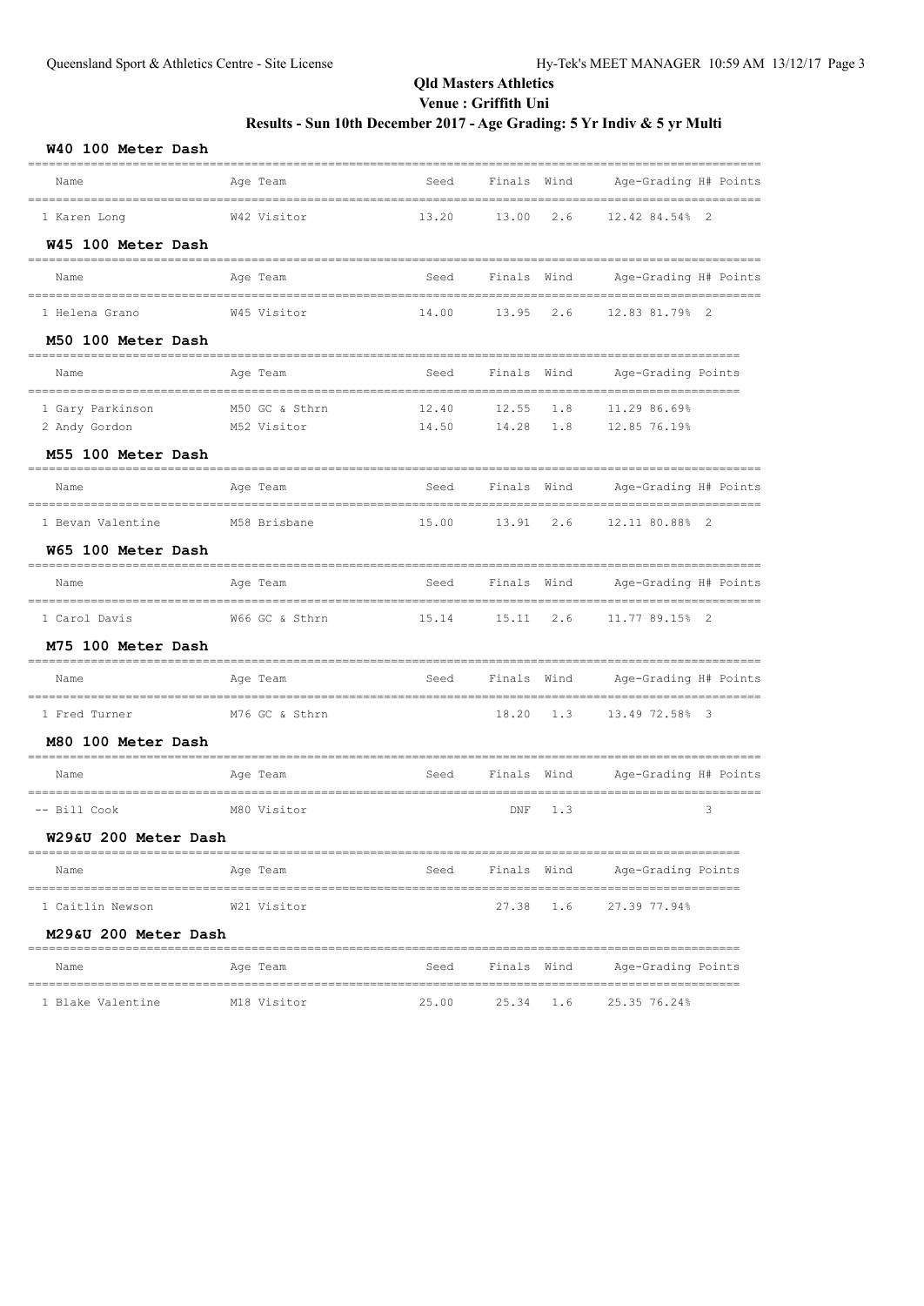# Qld Masters Athletics

## Venue : Griffith Uni

### Results - Sun 10th December 2017 - Age Grading: 5 Yr Indiv & 5 yr Multi

**W40 100 Meter Dash**

| Name | Age | Team | Seed | Finals | Wind | Age-Grading | | H# | Points |
|---|---|---|---|---|---|---|---|---|---|
| 1 Karen Long | W42 | Visitor | 13.20 | 13.00 | 2.6 | 12.42 | 84.54% | 2 | |

**W45 100 Meter Dash**

| Name | Age | Team | Seed | Finals | Wind | Age-Grading | | H# | Points |
|---|---|---|---|---|---|---|---|---|---|
| 1 Helena Grano | W45 | Visitor | 14.00 | 13.95 | 2.6 | 12.83 | 81.79% | 2 | |

**M50 100 Meter Dash**

| Name | Age | Team | Seed | Finals | Wind | Age-Grading | | Points |
|---|---|---|---|---|---|---|---|---|
| 1 Gary Parkinson | M50 | GC & Sthrn | 12.40 | 12.55 | 1.8 | 11.29 | 86.69% | |
| 2 Andy Gordon | M52 | Visitor | 14.50 | 14.28 | 1.8 | 12.85 | 76.19% | |

**M55 100 Meter Dash**

| Name | Age | Team | Seed | Finals | Wind | Age-Grading | | H# | Points |
|---|---|---|---|---|---|---|---|---|---|
| 1 Bevan Valentine | M58 | Brisbane | 15.00 | 13.91 | 2.6 | 12.11 | 80.88% | 2 | |

**W65 100 Meter Dash**

| Name | Age | Team | Seed | Finals | Wind | Age-Grading | | H# | Points |
|---|---|---|---|---|---|---|---|---|---|
| 1 Carol Davis | W66 | GC & Sthrn | 15.14 | 15.11 | 2.6 | 11.77 | 89.15% | 2 | |

**M75 100 Meter Dash**

| Name | Age | Team | Seed | Finals | Wind | Age-Grading | | H# | Points |
|---|---|---|---|---|---|---|---|---|---|
| 1 Fred Turner | M76 | GC & Sthrn | | 18.20 | 1.3 | 13.49 | 72.58% | 3 | |

**M80 100 Meter Dash**

| Name | Age | Team | Seed | Finals | Wind | Age-Grading | | H# | Points |
|---|---|---|---|---|---|---|---|---|---|
| -- Bill Cook | M80 | Visitor | | DNF | 1.3 | | | 3 | |

**W29&U 200 Meter Dash**

| Name | Age | Team | Seed | Finals | Wind | Age-Grading | | Points |
|---|---|---|---|---|---|---|---|---|
| 1 Caitlin Newson | W21 | Visitor | | 27.38 | 1.6 | 27.39 | 77.94% | |

**M29&U 200 Meter Dash**

| Name | Age | Team | Seed | Finals | Wind | Age-Grading | | Points |
|---|---|---|---|---|---|---|---|---|
| 1 Blake Valentine | M18 | Visitor | 25.00 | 25.34 | 1.6 | 25.35 | 76.24% | |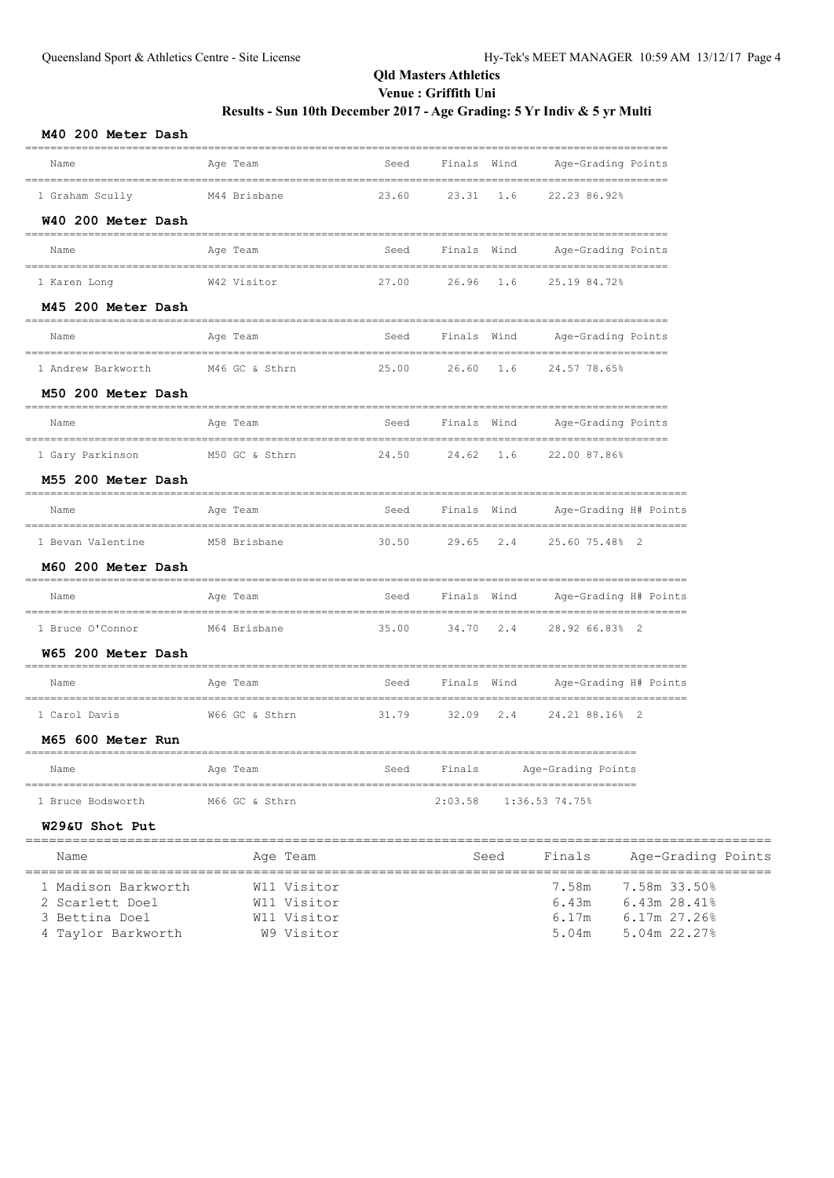# Qld Masters Athletics

## Venue : Griffith Uni

### Results - Sun 10th December 2017 - Age Grading: 5 Yr Indiv & 5 yr Multi

**M40 200 Meter Dash**

| Name | Age | Team | Seed | Finals | Wind | Age-Grading | | Points |
|---|---|---|---|---|---|---|---|---|
| 1 Graham Scully | M44 | Brisbane | 23.60 | 23.31 | 1.6 | 22.23 | 86.92% | |

**W40 200 Meter Dash**

| Name | Age | Team | Seed | Finals | Wind | Age-Grading | | Points |
|---|---|---|---|---|---|---|---|---|
| 1 Karen Long | W42 | Visitor | 27.00 | 26.96 | 1.6 | 25.19 | 84.72% | |

**M45 200 Meter Dash**

| Name | Age | Team | Seed | Finals | Wind | Age-Grading | | Points |
|---|---|---|---|---|---|---|---|---|
| 1 Andrew Barkworth | M46 | GC & Sthrn | 25.00 | 26.60 | 1.6 | 24.57 | 78.65% | |

**M50 200 Meter Dash**

| Name | Age | Team | Seed | Finals | Wind | Age-Grading | | Points |
|---|---|---|---|---|---|---|---|---|
| 1 Gary Parkinson | M50 | GC & Sthrn | 24.50 | 24.62 | 1.6 | 22.00 | 87.86% | |

**M55 200 Meter Dash**

| Name | Age | Team | Seed | Finals | Wind | Age-Grading | | H# | Points |
|---|---|---|---|---|---|---|---|---|---|
| 1 Bevan Valentine | M58 | Brisbane | 30.50 | 29.65 | 2.4 | 25.60 | 75.48% | 2 | |

**M60 200 Meter Dash**

| Name | Age | Team | Seed | Finals | Wind | Age-Grading | | H# | Points |
|---|---|---|---|---|---|---|---|---|---|
| 1 Bruce O'Connor | M64 | Brisbane | 35.00 | 34.70 | 2.4 | 28.92 | 66.83% | 2 | |

**W65 200 Meter Dash**

| Name | Age | Team | Seed | Finals | Wind | Age-Grading | | H# | Points |
|---|---|---|---|---|---|---|---|---|---|
| 1 Carol Davis | W66 | GC & Sthrn | 31.79 | 32.09 | 2.4 | 24.21 | 88.16% | 2 | |

**M65 600 Meter Run**

| Name | Age | Team | Seed | Finals | Age-Grading | | Points |
|---|---|---|---|---|---|---|---|
| 1 Bruce Bodsworth | M66 | GC & Sthrn | | 2:03.58 | 1:36.53 | 74.75% | |

**W29&U Shot Put**

| Name | Age | Team | Seed | Finals | Age-Grading | | Points |
|---|---|---|---|---|---|---|---|
| 1 Madison Barkworth | W11 | Visitor | | 7.58m | 7.58m | 33.50% | |
| 2 Scarlett Doel | W11 | Visitor | | 6.43m | 6.43m | 28.41% | |
| 3 Bettina Doel | W11 | Visitor | | 6.17m | 6.17m | 27.26% | |
| 4 Taylor Barkworth | W9 | Visitor | | 5.04m | 5.04m | 22.27% | |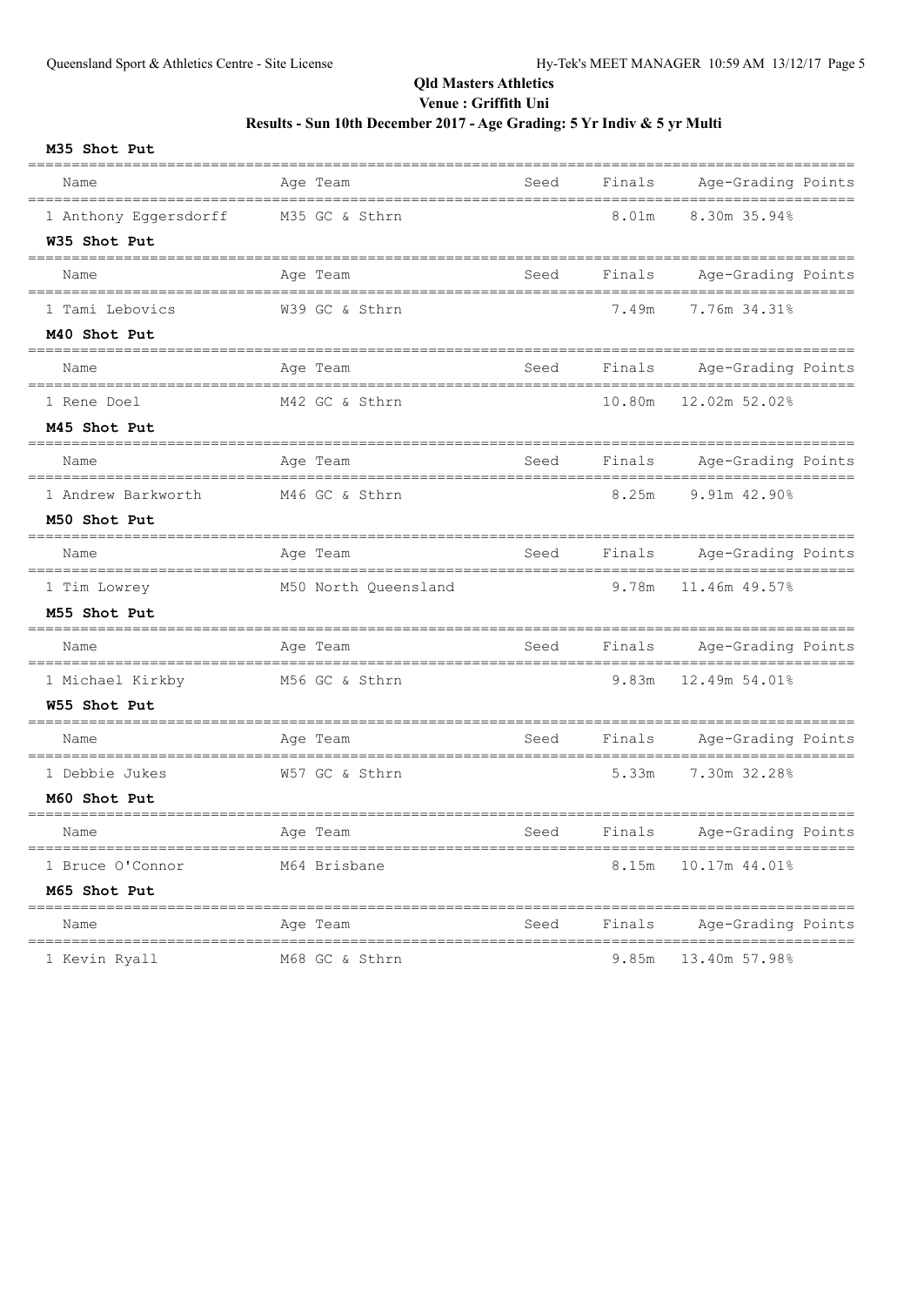**Qld Masters Athletics**

**Venue : Griffith Uni**

**Results - Sun 10th December 2017 - Age Grading: 5 Yr Indiv & 5 yr Multi**

### M35 Shot Put

| Name | Age | Team | Seed | Finals | Age-Grading | Points |
|---|---|---|---|---|---|---|
| 1 Anthony Eggersdorff | M35 | GC & Sthrn | | 8.01m | 8.30m 35.94% | |

### W35 Shot Put

| Name | Age | Team | Seed | Finals | Age-Grading | Points |
|---|---|---|---|---|---|---|
| 1 Tami Lebovics | W39 | GC & Sthrn | | 7.49m | 7.76m 34.31% | |

### M40 Shot Put

| Name | Age | Team | Seed | Finals | Age-Grading | Points |
|---|---|---|---|---|---|---|
| 1 Rene Doel | M42 | GC & Sthrn | | 10.80m | 12.02m 52.02% | |

### M45 Shot Put

| Name | Age | Team | Seed | Finals | Age-Grading | Points |
|---|---|---|---|---|---|---|
| 1 Andrew Barkworth | M46 | GC & Sthrn | | 8.25m | 9.91m 42.90% | |

### M50 Shot Put

| Name | Age | Team | Seed | Finals | Age-Grading | Points |
|---|---|---|---|---|---|---|
| 1 Tim Lowrey | M50 | North Queensland | | 9.78m | 11.46m 49.57% | |

### M55 Shot Put

| Name | Age | Team | Seed | Finals | Age-Grading | Points |
|---|---|---|---|---|---|---|
| 1 Michael Kirkby | M56 | GC & Sthrn | | 9.83m | 12.49m 54.01% | |

### W55 Shot Put

| Name | Age | Team | Seed | Finals | Age-Grading | Points |
|---|---|---|---|---|---|---|
| 1 Debbie Jukes | W57 | GC & Sthrn | | 5.33m | 7.30m 32.28% | |

### M60 Shot Put

| Name | Age | Team | Seed | Finals | Age-Grading | Points |
|---|---|---|---|---|---|---|
| 1 Bruce O'Connor | M64 | Brisbane | | 8.15m | 10.17m 44.01% | |

### M65 Shot Put

| Name | Age | Team | Seed | Finals | Age-Grading | Points |
|---|---|---|---|---|---|---|
| 1 Kevin Ryall | M68 | GC & Sthrn | | 9.85m | 13.40m 57.98% | |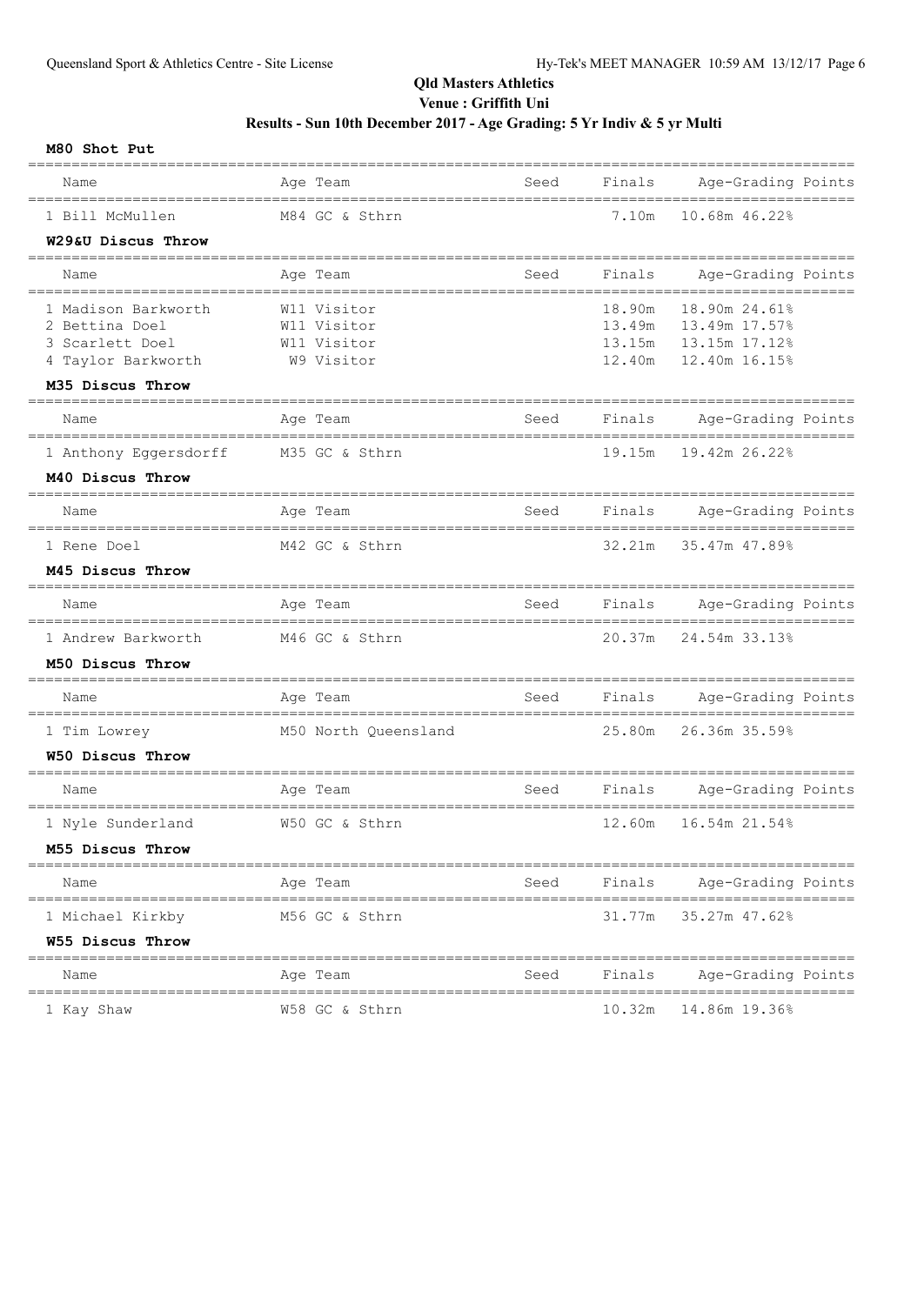# Qld Masters Athletics

**Venue : Griffith Uni**

**Results - Sun 10th December 2017 - Age Grading: 5 Yr Indiv & 5 yr Multi**

### M80 Shot Put

| Name | Age | Team | Seed | Finals | Age-Grading | Points |
|---|---|---|---|---|---|---|
| 1 Bill McMullen | M84 | GC & Sthrn | | 7.10m | 10.68m | 46.22% |

### W29&U Discus Throw

| Name | Age | Team | Seed | Finals | Age-Grading | Points |
|---|---|---|---|---|---|---|
| 1 Madison Barkworth | W11 | Visitor | | 18.90m | 18.90m | 24.61% |
| 2 Bettina Doel | W11 | Visitor | | 13.49m | 13.49m | 17.57% |
| 3 Scarlett Doel | W11 | Visitor | | 13.15m | 13.15m | 17.12% |
| 4 Taylor Barkworth | W9 | Visitor | | 12.40m | 12.40m | 16.15% |

### M35 Discus Throw

| Name | Age | Team | Seed | Finals | Age-Grading | Points |
|---|---|---|---|---|---|---|
| 1 Anthony Eggersdorff | M35 | GC & Sthrn | | 19.15m | 19.42m | 26.22% |

### M40 Discus Throw

| Name | Age | Team | Seed | Finals | Age-Grading | Points |
|---|---|---|---|---|---|---|
| 1 Rene Doel | M42 | GC & Sthrn | | 32.21m | 35.47m | 47.89% |

### M45 Discus Throw

| Name | Age | Team | Seed | Finals | Age-Grading | Points |
|---|---|---|---|---|---|---|
| 1 Andrew Barkworth | M46 | GC & Sthrn | | 20.37m | 24.54m | 33.13% |

### M50 Discus Throw

| Name | Age | Team | Seed | Finals | Age-Grading | Points |
|---|---|---|---|---|---|---|
| 1 Tim Lowrey | M50 | North Queensland | | 25.80m | 26.36m | 35.59% |

### W50 Discus Throw

| Name | Age | Team | Seed | Finals | Age-Grading | Points |
|---|---|---|---|---|---|---|
| 1 Nyle Sunderland | W50 | GC & Sthrn | | 12.60m | 16.54m | 21.54% |

### M55 Discus Throw

| Name | Age | Team | Seed | Finals | Age-Grading | Points |
|---|---|---|---|---|---|---|
| 1 Michael Kirkby | M56 | GC & Sthrn | | 31.77m | 35.27m | 47.62% |

### W55 Discus Throw

| Name | Age | Team | Seed | Finals | Age-Grading | Points |
|---|---|---|---|---|---|---|
| 1 Kay Shaw | W58 | GC & Sthrn | | 10.32m | 14.86m | 19.36% |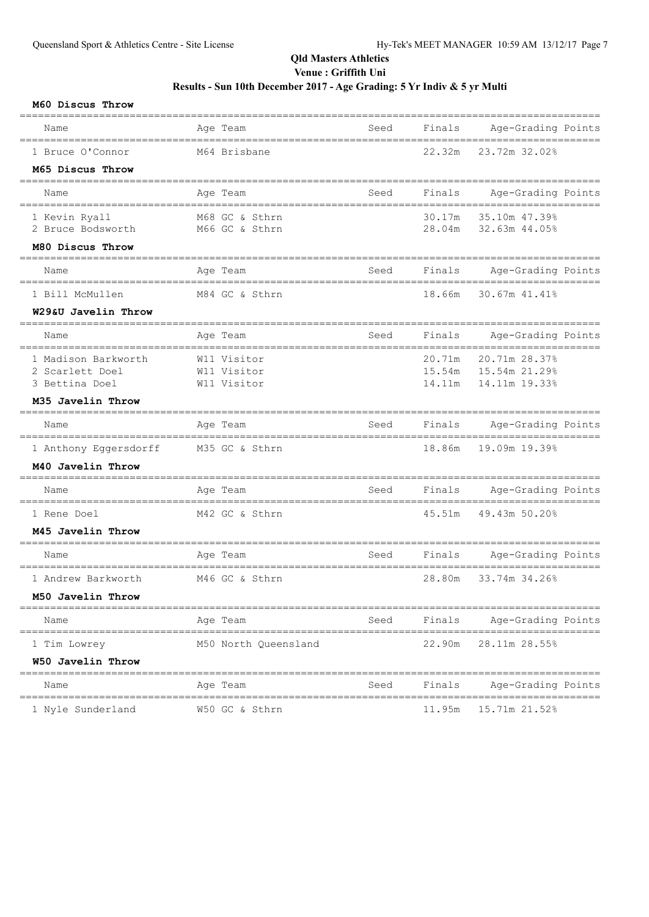# Qld Masters Athletics

**Venue : Griffith Uni**

**Results - Sun 10th December 2017 - Age Grading: 5 Yr Indiv & 5 yr Multi**

### M60 Discus Throw

| Name | Age | Team | Seed | Finals | Age-Grading | Points |
|---|---|---|---|---|---|---|
| 1 Bruce O'Connor | M64 | Brisbane | | 22.32m | 23.72m | 32.02% |

### M65 Discus Throw

| Name | Age | Team | Seed | Finals | Age-Grading | Points |
|---|---|---|---|---|---|---|
| 1 Kevin Ryall | M68 | GC & Sthrn | | 30.17m | 35.10m | 47.39% |
| 2 Bruce Bodsworth | M66 | GC & Sthrn | | 28.04m | 32.63m | 44.05% |

### M80 Discus Throw

| Name | Age | Team | Seed | Finals | Age-Grading | Points |
|---|---|---|---|---|---|---|
| 1 Bill McMullen | M84 | GC & Sthrn | | 18.66m | 30.67m | 41.41% |

### W29&U Javelin Throw

| Name | Age | Team | Seed | Finals | Age-Grading | Points |
|---|---|---|---|---|---|---|
| 1 Madison Barkworth | W11 | Visitor | | 20.71m | 20.71m | 28.37% |
| 2 Scarlett Doel | W11 | Visitor | | 15.54m | 15.54m | 21.29% |
| 3 Bettina Doel | W11 | Visitor | | 14.11m | 14.11m | 19.33% |

### M35 Javelin Throw

| Name | Age | Team | Seed | Finals | Age-Grading | Points |
|---|---|---|---|---|---|---|
| 1 Anthony Eggersdorff | M35 | GC & Sthrn | | 18.86m | 19.09m | 19.39% |

### M40 Javelin Throw

| Name | Age | Team | Seed | Finals | Age-Grading | Points |
|---|---|---|---|---|---|---|
| 1 Rene Doel | M42 | GC & Sthrn | | 45.51m | 49.43m | 50.20% |

### M45 Javelin Throw

| Name | Age | Team | Seed | Finals | Age-Grading | Points |
|---|---|---|---|---|---|---|
| 1 Andrew Barkworth | M46 | GC & Sthrn | | 28.80m | 33.74m | 34.26% |

### M50 Javelin Throw

| Name | Age | Team | Seed | Finals | Age-Grading | Points |
|---|---|---|---|---|---|---|
| 1 Tim Lowrey | M50 | North Queensland | | 22.90m | 28.11m | 28.55% |

### W50 Javelin Throw

| Name | Age | Team | Seed | Finals | Age-Grading | Points |
|---|---|---|---|---|---|---|
| 1 Nyle Sunderland | W50 | GC & Sthrn | | 11.95m | 15.71m | 21.52% |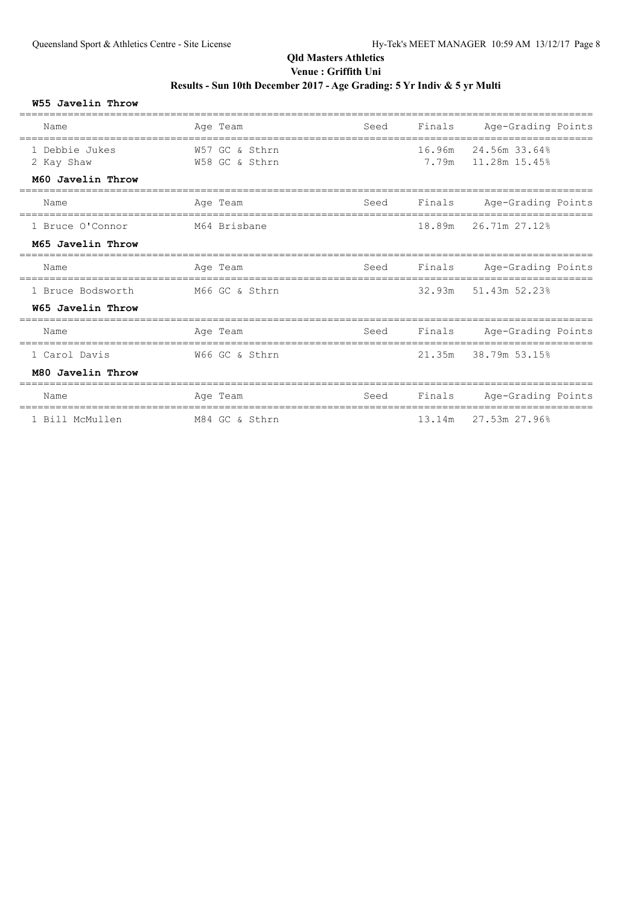## Qld Masters Athletics

## Venue : Griffith Uni

## Results - Sun 10th December 2017 - Age Grading: 5 Yr Indiv & 5 yr Multi

### W55 Javelin Throw

| Name | Age | Team | Seed | Finals | Age-Grading | Points |
|---|---|---|---|---|---|---|
| 1 Debbie Jukes | W57 | GC & Sthrn | | 16.96m | 24.56m | 33.64% |
| 2 Kay Shaw | W58 | GC & Sthrn | | 7.79m | 11.28m | 15.45% |

### M60 Javelin Throw

| Name | Age | Team | Seed | Finals | Age-Grading | Points |
|---|---|---|---|---|---|---|
| 1 Bruce O'Connor | M64 | Brisbane | | 18.89m | 26.71m | 27.12% |

### M65 Javelin Throw

| Name | Age | Team | Seed | Finals | Age-Grading | Points |
|---|---|---|---|---|---|---|
| 1 Bruce Bodsworth | M66 | GC & Sthrn | | 32.93m | 51.43m | 52.23% |

### W65 Javelin Throw

| Name | Age | Team | Seed | Finals | Age-Grading | Points |
|---|---|---|---|---|---|---|
| 1 Carol Davis | W66 | GC & Sthrn | | 21.35m | 38.79m | 53.15% |

### M80 Javelin Throw

| Name | Age | Team | Seed | Finals | Age-Grading | Points |
|---|---|---|---|---|---|---|
| 1 Bill McMullen | M84 | GC & Sthrn | | 13.14m | 27.53m | 27.96% |